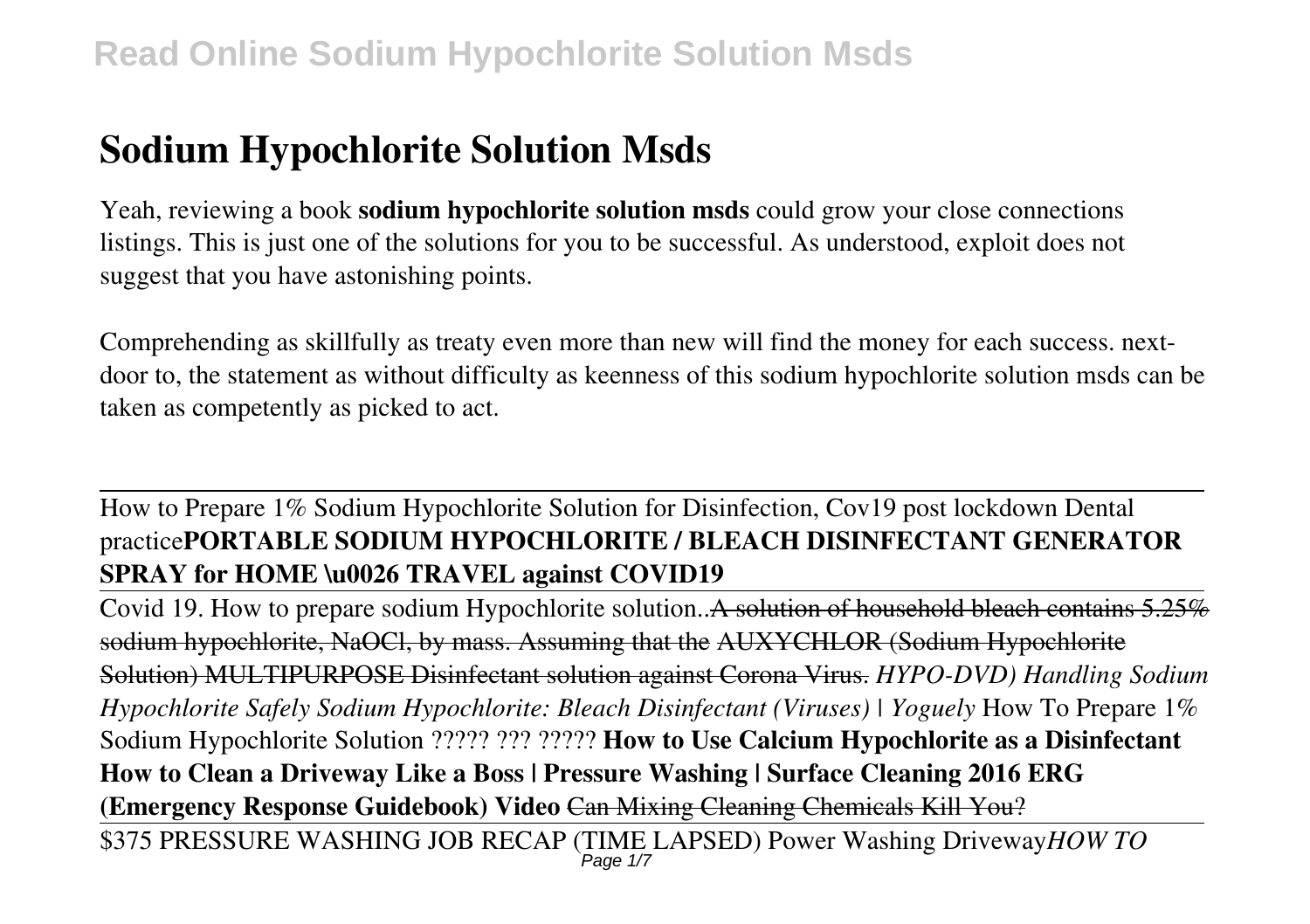# Sodium Hypochlorite Solution Msds

Yeah, reviewing a book **sodium hypochlorite solution msds** could grow your close connections listings. This is just one of the solutions for you to be successful. As understood, exploit does not suggest that you have astonishing points.

Comprehending as skillfully as treaty even more than new will find the money for each success. next-door to, the statement as without difficulty as keenness of this sodium hypochlorite solution msds can be taken as competently as picked to act.

---

How to Prepare 1% Sodium Hypochlorite Solution for Disinfection, Cov19 post lockdown Dental practice**PORTABLE SODIUM HYPOCHLORITE / BLEACH DISINFECTANT GENERATOR SPRAY for HOME \u0026 TRAVEL against COVID19**

---

Covid 19. How to prepare sodium Hypochlorite solution..~~A solution of household bleach contains 5.25% sodium hypochlorite, NaOCl, by mass. Assuming that the~~ ~~AUXYCHLOR (Sodium Hypochlorite Solution) MULTIPURPOSE Disinfectant solution against Corona Virus.~~ *HYPO-DVD) Handling Sodium Hypochlorite Safely Sodium Hypochlorite: Bleach Disinfectant (Viruses) | Yoguely* How To Prepare 1% Sodium Hypochlorite Solution ????? ??? ????? **How to Use Calcium Hypochlorite as a Disinfectant How to Clean a Driveway Like a Boss | Pressure Washing | Surface Cleaning 2016 ERG (Emergency Response Guidebook) Video** ~~Can Mixing Cleaning Chemicals Kill You?~~

---

$375 PRESSURE WASHING JOB RECAP (TIME LAPSED) Power Washing Driveway*HOW TO*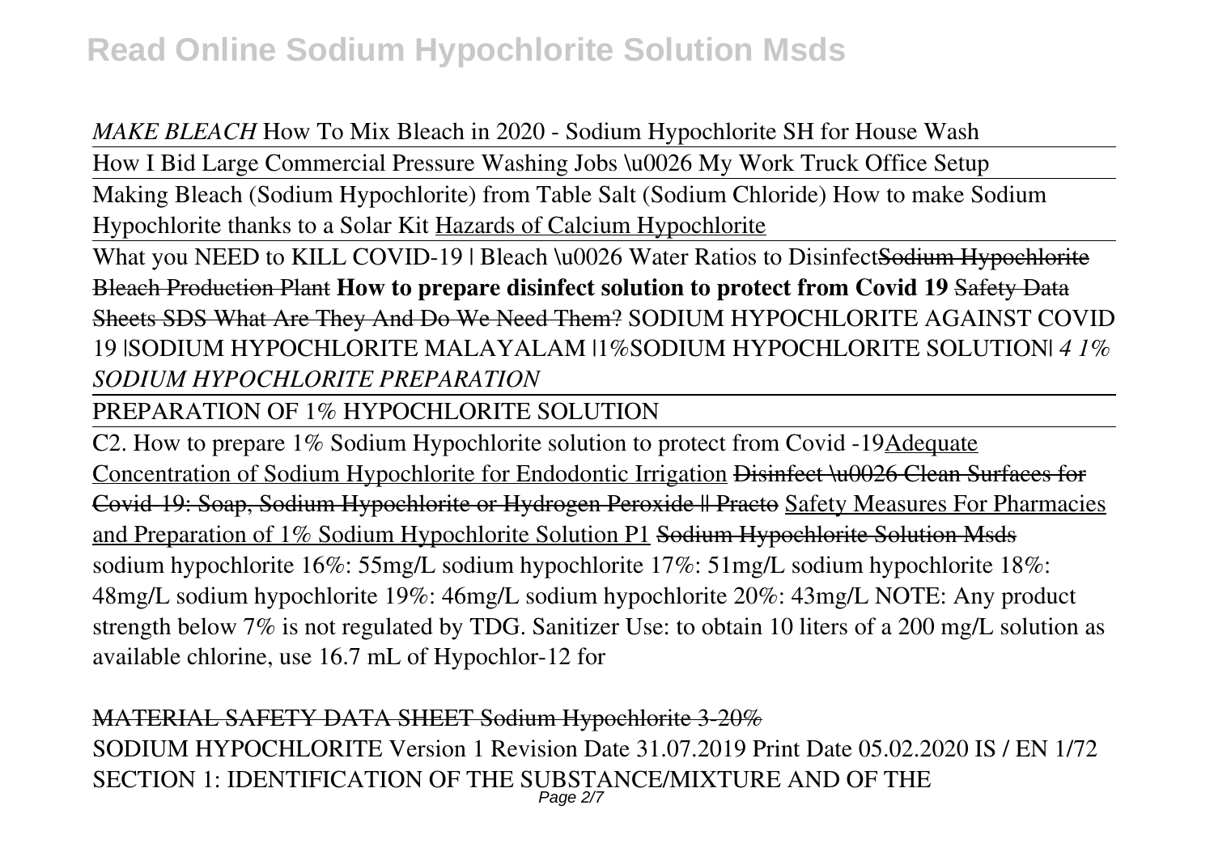*MAKE BLEACH* How To Mix Bleach in 2020 - Sodium Hypochlorite SH for House Wash

How I Bid Large Commercial Pressure Washing Jobs \u0026 My Work Truck Office Setup

Making Bleach (Sodium Hypochlorite) from Table Salt (Sodium Chloride) How to make Sodium Hypochlorite thanks to a Solar Kit Hazards of Calcium Hypochlorite

What you NEED to KILL COVID-19 | Bleach \u0026 Water Ratios to Disinfect ~~Sodium Hypochlorite Bleach Production Plant~~ **How to prepare disinfect solution to protect from Covid 19** ~~Safety Data Sheets SDS What Are They And Do We Need Them?~~ SODIUM HYPOCHLORITE AGAINST COVID 19 |SODIUM HYPOCHLORITE MALAYALAM |1%SODIUM HYPOCHLORITE SOLUTION| *4 1% SODIUM HYPOCHLORITE PREPARATION*

PREPARATION OF 1% HYPOCHLORITE SOLUTION

C2. How to prepare 1% Sodium Hypochlorite solution to protect from Covid -19 Adequate Concentration of Sodium Hypochlorite for Endodontic Irrigation ~~Disinfect \u0026 Clean Surfaces for Covid-19: Soap, Sodium Hypochlorite or Hydrogen Peroxide || Practo~~ Safety Measures For Pharmacies and Preparation of 1% Sodium Hypochlorite Solution P1 ~~Sodium Hypochlorite Solution Msds~~

sodium hypochlorite 16%: 55mg/L sodium hypochlorite 17%: 51mg/L sodium hypochlorite 18%: 48mg/L sodium hypochlorite 19%: 46mg/L sodium hypochlorite 20%: 43mg/L NOTE: Any product strength below 7% is not regulated by TDG. Sanitizer Use: to obtain 10 liters of a 200 mg/L solution as available chlorine, use 16.7 mL of Hypochlor-12 for

~~MATERIAL SAFETY DATA SHEET Sodium Hypochlorite 3-20%~~

SODIUM HYPOCHLORITE Version 1 Revision Date 31.07.2019 Print Date 05.02.2020 IS / EN 1/72 SECTION 1: IDENTIFICATION OF THE SUBSTANCE/MIXTURE AND OF THE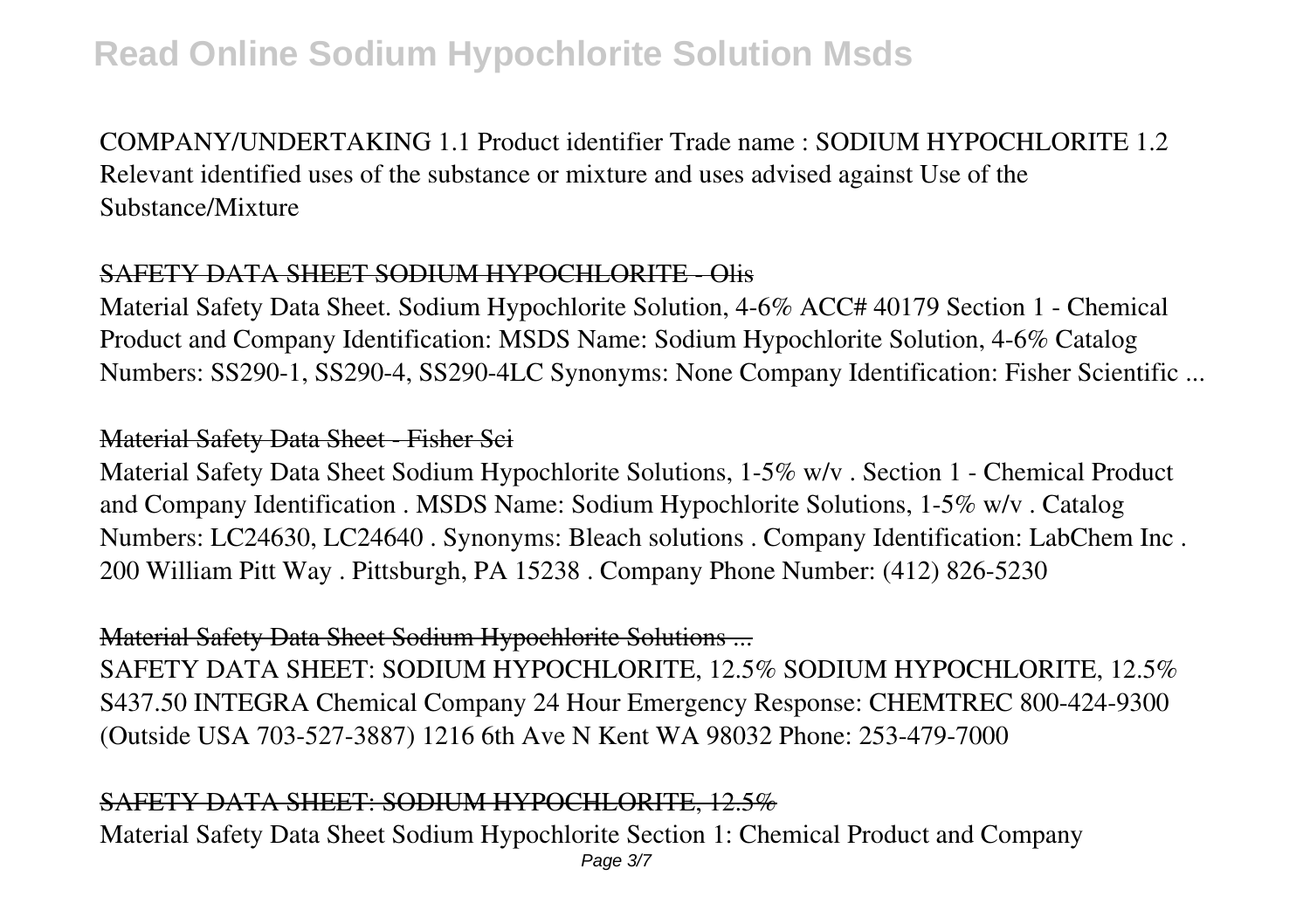COMPANY/UNDERTAKING 1.1 Product identifier Trade name : SODIUM HYPOCHLORITE 1.2 Relevant identified uses of the substance or mixture and uses advised against Use of the Substance/Mixture

## SAFETY DATA SHEET SODIUM HYPOCHLORITE - Olis

Material Safety Data Sheet. Sodium Hypochlorite Solution, 4-6% ACC# 40179 Section 1 - Chemical Product and Company Identification: MSDS Name: Sodium Hypochlorite Solution, 4-6% Catalog Numbers: SS290-1, SS290-4, SS290-4LC Synonyms: None Company Identification: Fisher Scientific ...

## Material Safety Data Sheet - Fisher Sci

Material Safety Data Sheet Sodium Hypochlorite Solutions, 1-5% w/v . Section 1 - Chemical Product and Company Identification . MSDS Name: Sodium Hypochlorite Solutions, 1-5% w/v . Catalog Numbers: LC24630, LC24640 . Synonyms: Bleach solutions . Company Identification: LabChem Inc . 200 William Pitt Way . Pittsburgh, PA 15238 . Company Phone Number: (412) 826-5230

## Material Safety Data Sheet Sodium Hypochlorite Solutions ...

SAFETY DATA SHEET: SODIUM HYPOCHLORITE, 12.5% SODIUM HYPOCHLORITE, 12.5% S437.50 INTEGRA Chemical Company 24 Hour Emergency Response: CHEMTREC 800-424-9300 (Outside USA 703-527-3887) 1216 6th Ave N Kent WA 98032 Phone: 253-479-7000

## SAFETY DATA SHEET: SODIUM HYPOCHLORITE, 12.5%

Material Safety Data Sheet Sodium Hypochlorite Section 1: Chemical Product and Company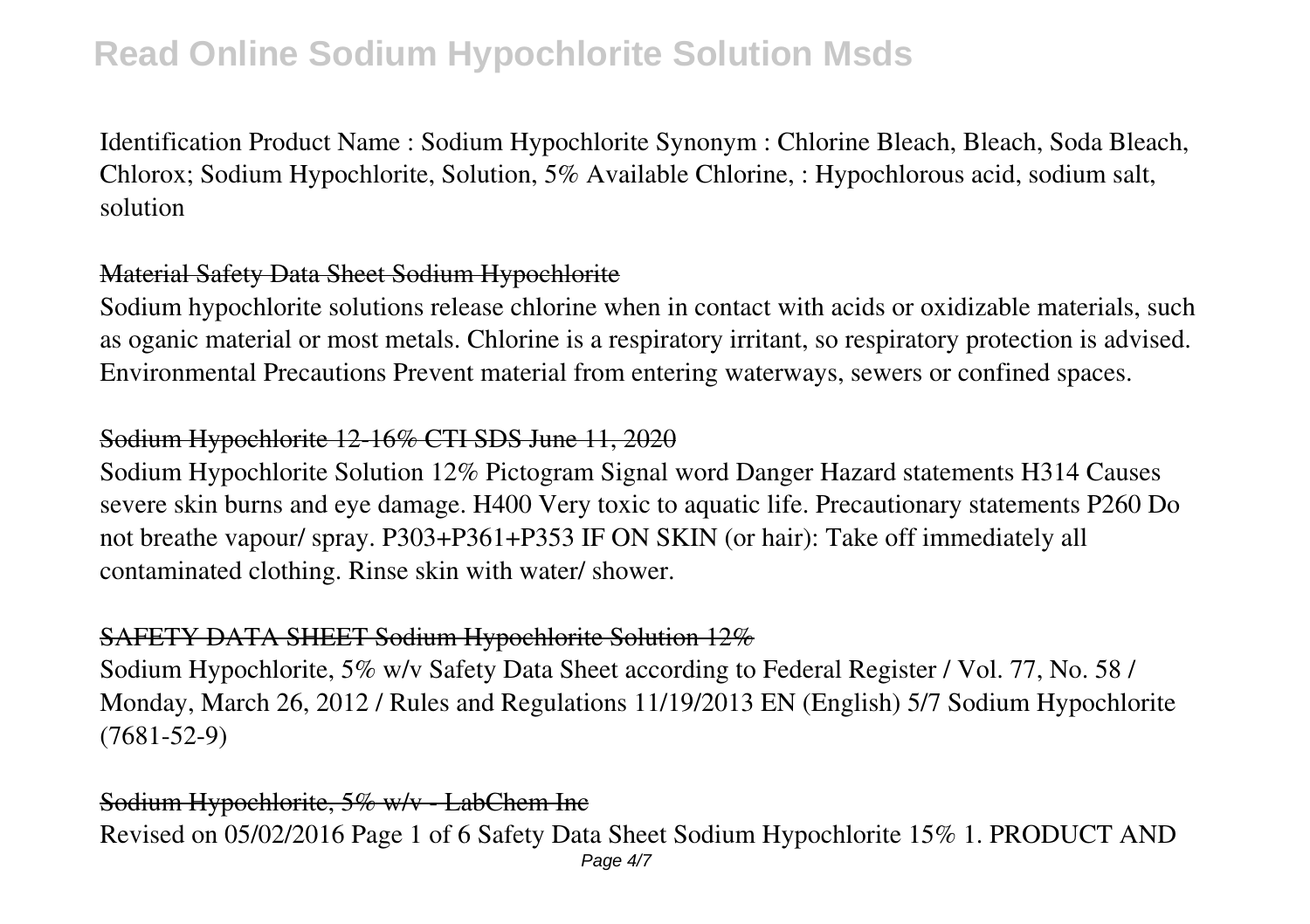Identification Product Name : Sodium Hypochlorite Synonym : Chlorine Bleach, Bleach, Soda Bleach, Chlorox; Sodium Hypochlorite, Solution, 5% Available Chlorine, : Hypochlorous acid, sodium salt, solution

## Material Safety Data Sheet Sodium Hypochlorite

Sodium hypochlorite solutions release chlorine when in contact with acids or oxidizable materials, such as oganic material or most metals. Chlorine is a respiratory irritant, so respiratory protection is advised. Environmental Precautions Prevent material from entering waterways, sewers or confined spaces.

## Sodium Hypochlorite 12-16% CTI SDS June 11, 2020

Sodium Hypochlorite Solution 12% Pictogram Signal word Danger Hazard statements H314 Causes severe skin burns and eye damage. H400 Very toxic to aquatic life. Precautionary statements P260 Do not breathe vapour/ spray. P303+P361+P353 IF ON SKIN (or hair): Take off immediately all contaminated clothing. Rinse skin with water/ shower.

## SAFETY DATA SHEET Sodium Hypochlorite Solution 12%

Sodium Hypochlorite, 5% w/v Safety Data Sheet according to Federal Register / Vol. 77, No. 58 / Monday, March 26, 2012 / Rules and Regulations 11/19/2013 EN (English) 5/7 Sodium Hypochlorite (7681-52-9)

## Sodium Hypochlorite, 5% w/v - LabChem Inc

Revised on 05/02/2016 Page 1 of 6 Safety Data Sheet Sodium Hypochlorite 15% 1. PRODUCT AND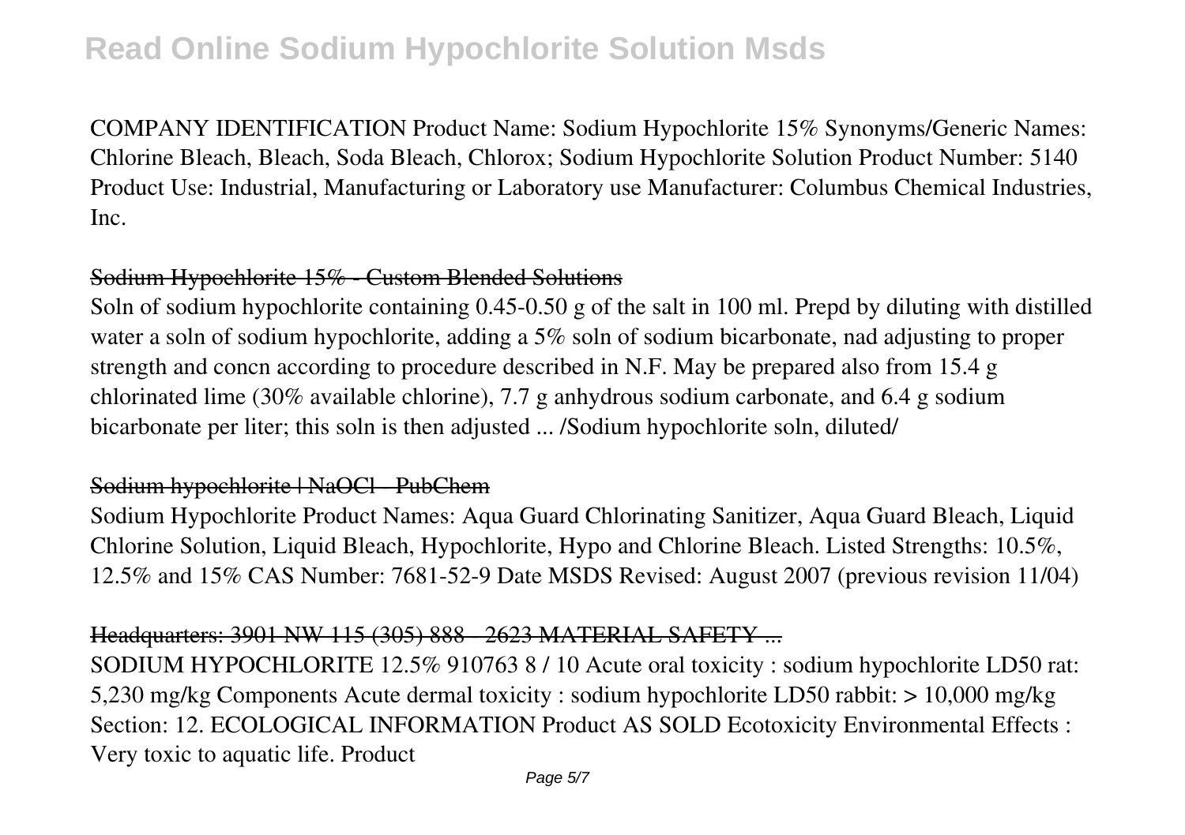COMPANY IDENTIFICATION Product Name: Sodium Hypochlorite 15% Synonyms/Generic Names: Chlorine Bleach, Bleach, Soda Bleach, Chlorox; Sodium Hypochlorite Solution Product Number: 5140 Product Use: Industrial, Manufacturing or Laboratory use Manufacturer: Columbus Chemical Industries, Inc.

## Sodium Hypochlorite 15% - Custom Blended Solutions

Soln of sodium hypochlorite containing 0.45-0.50 g of the salt in 100 ml. Prepd by diluting with distilled water a soln of sodium hypochlorite, adding a 5% soln of sodium bicarbonate, nad adjusting to proper strength and concn according to procedure described in N.F. May be prepared also from 15.4 g chlorinated lime (30% available chlorine), 7.7 g anhydrous sodium carbonate, and 6.4 g sodium bicarbonate per liter; this soln is then adjusted ... /Sodium hypochlorite soln, diluted/

## Sodium hypochlorite | NaOCl - PubChem

Sodium Hypochlorite Product Names: Aqua Guard Chlorinating Sanitizer, Aqua Guard Bleach, Liquid Chlorine Solution, Liquid Bleach, Hypochlorite, Hypo and Chlorine Bleach. Listed Strengths: 10.5%, 12.5% and 15% CAS Number: 7681-52-9 Date MSDS Revised: August 2007 (previous revision 11/04)

## Headquarters: 3901 NW 115 (305) 888 - 2623 MATERIAL SAFETY ...

SODIUM HYPOCHLORITE 12.5% 910763 8 / 10 Acute oral toxicity : sodium hypochlorite LD50 rat: 5,230 mg/kg Components Acute dermal toxicity : sodium hypochlorite LD50 rabbit: > 10,000 mg/kg Section: 12. ECOLOGICAL INFORMATION Product AS SOLD Ecotoxicity Environmental Effects : Very toxic to aquatic life. Product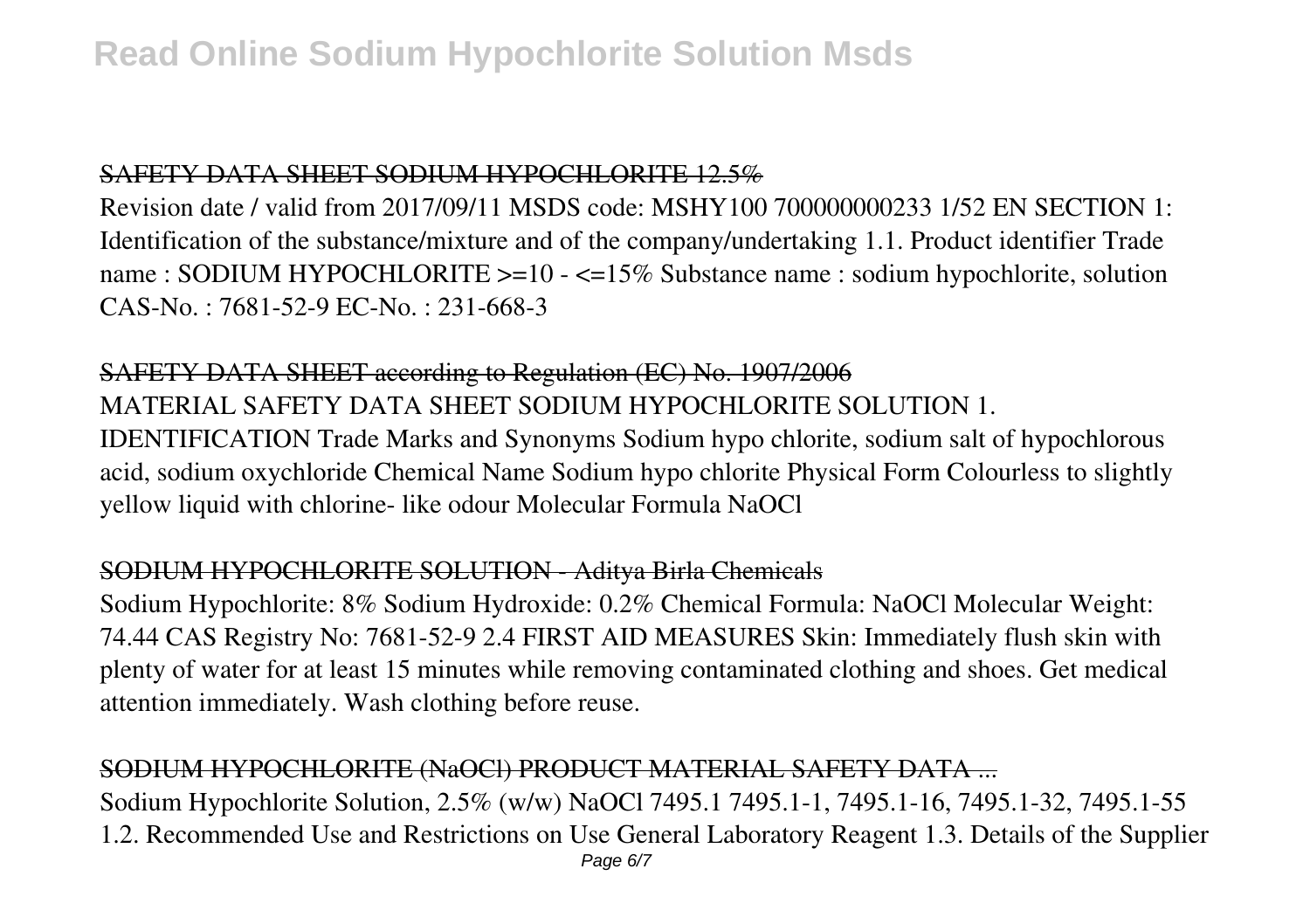### SAFETY DATA SHEET SODIUM HYPOCHLORITE 12.5%

Revision date / valid from 2017/09/11 MSDS code: MSHY100 700000000233 1/52 EN SECTION 1: Identification of the substance/mixture and of the company/undertaking 1.1. Product identifier Trade name : SODIUM HYPOCHLORITE >=10 - <=15% Substance name : sodium hypochlorite, solution CAS-No. : 7681-52-9 EC-No. : 231-668-3

### SAFETY DATA SHEET according to Regulation (EC) No. 1907/2006

MATERIAL SAFETY DATA SHEET SODIUM HYPOCHLORITE SOLUTION 1. IDENTIFICATION Trade Marks and Synonyms Sodium hypo chlorite, sodium salt of hypochlorous acid, sodium oxychloride Chemical Name Sodium hypo chlorite Physical Form Colourless to slightly yellow liquid with chlorine- like odour Molecular Formula NaOCl

### SODIUM HYPOCHLORITE SOLUTION - Aditya Birla Chemicals

Sodium Hypochlorite: 8% Sodium Hydroxide: 0.2% Chemical Formula: NaOCl Molecular Weight: 74.44 CAS Registry No: 7681-52-9 2.4 FIRST AID MEASURES Skin: Immediately flush skin with plenty of water for at least 15 minutes while removing contaminated clothing and shoes. Get medical attention immediately. Wash clothing before reuse.

### SODIUM HYPOCHLORITE (NaOCl) PRODUCT MATERIAL SAFETY DATA ...

Sodium Hypochlorite Solution, 2.5% (w/w) NaOCl 7495.1 7495.1-1, 7495.1-16, 7495.1-32, 7495.1-55 1.2. Recommended Use and Restrictions on Use General Laboratory Reagent 1.3. Details of the Supplier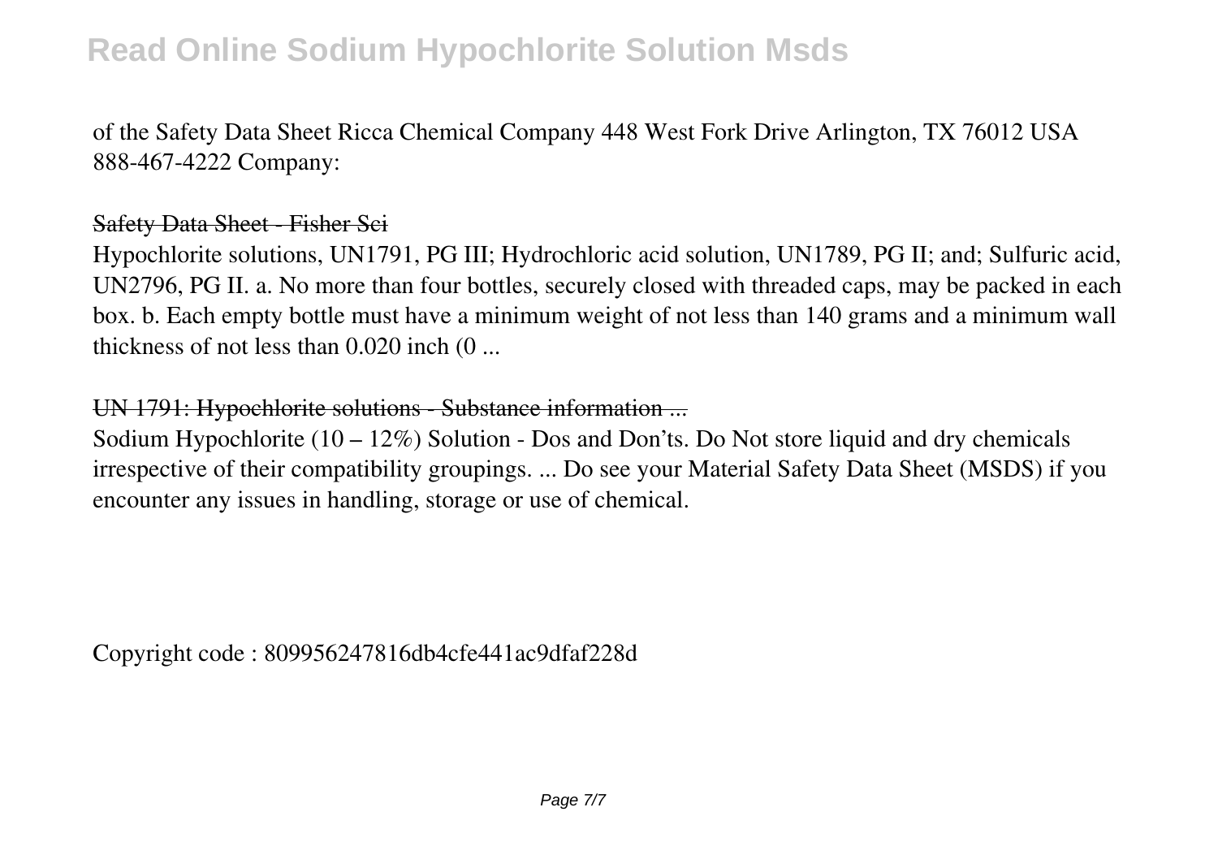of the Safety Data Sheet Ricca Chemical Company 448 West Fork Drive Arlington, TX 76012 USA 888-467-4222 Company:

Safety Data Sheet - Fisher Sci

Hypochlorite solutions, UN1791, PG III; Hydrochloric acid solution, UN1789, PG II; and; Sulfuric acid, UN2796, PG II. a. No more than four bottles, securely closed with threaded caps, may be packed in each box. b. Each empty bottle must have a minimum weight of not less than 140 grams and a minimum wall thickness of not less than 0.020 inch (0 ...

UN 1791: Hypochlorite solutions - Substance information ...

Sodium Hypochlorite (10 – 12%) Solution - Dos and Don'ts. Do Not store liquid and dry chemicals irrespective of their compatibility groupings. ... Do see your Material Safety Data Sheet (MSDS) if you encounter any issues in handling, storage or use of chemical.

Copyright code : 809956247816db4cfe441ac9dfaf228d